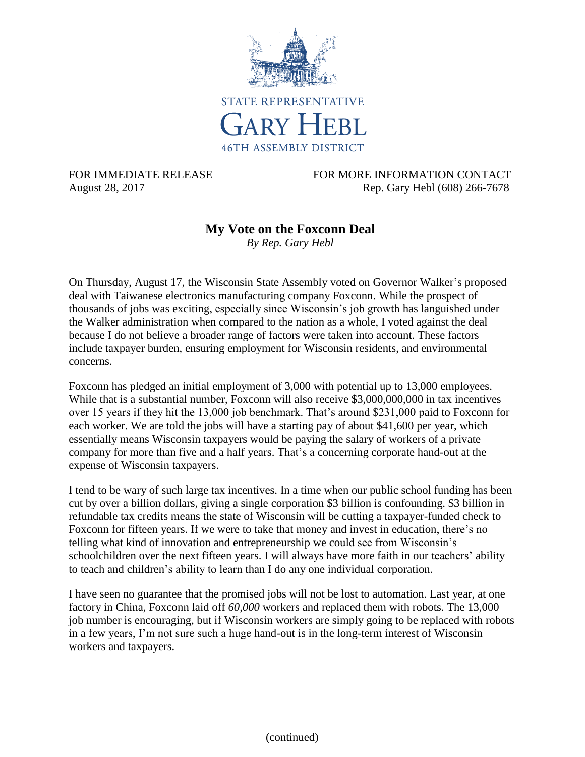STATE REPRESENTATIVE

GARY HEBL

46TH ASSEMBLY DISTRICT

FOR IMMEDIATE RELEASE
August 28, 2017

FOR MORE INFORMATION CONTACT
Rep. Gary Hebl (608) 266-7678

# My Vote on the Foxconn Deal

*By Rep. Gary Hebl*

On Thursday, August 17, the Wisconsin State Assembly voted on Governor Walker's proposed deal with Taiwanese electronics manufacturing company Foxconn. While the prospect of thousands of jobs was exciting, especially since Wisconsin's job growth has languished under the Walker administration when compared to the nation as a whole, I voted against the deal because I do not believe a broader range of factors were taken into account. These factors include taxpayer burden, ensuring employment for Wisconsin residents, and environmental concerns.

Foxconn has pledged an initial employment of 3,000 with potential up to 13,000 employees. While that is a substantial number, Foxconn will also receive $3,000,000,000 in tax incentives over 15 years if they hit the 13,000 job benchmark. That's around $231,000 paid to Foxconn for each worker. We are told the jobs will have a starting pay of about $41,600 per year, which essentially means Wisconsin taxpayers would be paying the salary of workers of a private company for more than five and a half years. That's a concerning corporate hand-out at the expense of Wisconsin taxpayers.

I tend to be wary of such large tax incentives. In a time when our public school funding has been cut by over a billion dollars, giving a single corporation $3 billion is confounding. $3 billion in refundable tax credits means the state of Wisconsin will be cutting a taxpayer-funded check to Foxconn for fifteen years. If we were to take that money and invest in education, there's no telling what kind of innovation and entrepreneurship we could see from Wisconsin's schoolchildren over the next fifteen years. I will always have more faith in our teachers' ability to teach and children's ability to learn than I do any one individual corporation.

I have seen no guarantee that the promised jobs will not be lost to automation. Last year, at one factory in China, Foxconn laid off *60,000* workers and replaced them with robots. The 13,000 job number is encouraging, but if Wisconsin workers are simply going to be replaced with robots in a few years, I'm not sure such a huge hand-out is in the long-term interest of Wisconsin workers and taxpayers.

(continued)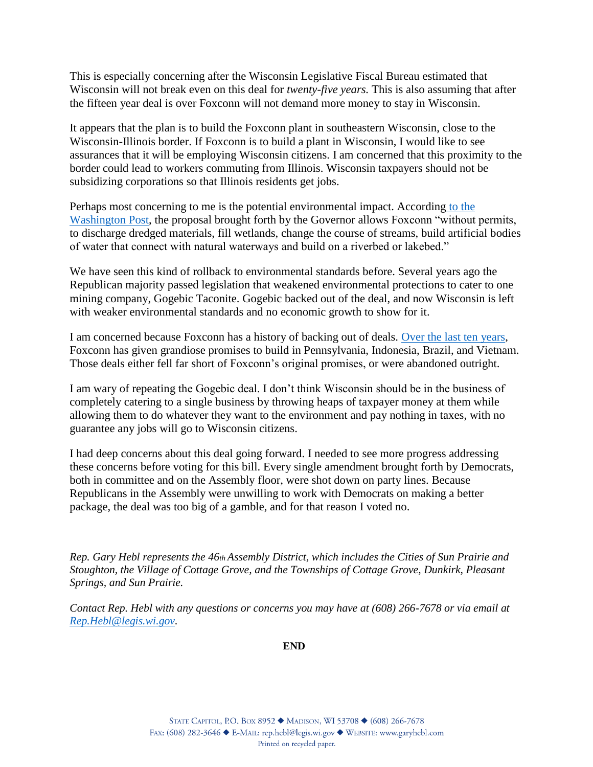This is especially concerning after the Wisconsin Legislative Fiscal Bureau estimated that Wisconsin will not break even on this deal for *twenty-five years.* This is also assuming that after the fifteen year deal is over Foxconn will not demand more money to stay in Wisconsin.

It appears that the plan is to build the Foxconn plant in southeastern Wisconsin, close to the Wisconsin-Illinois border. If Foxconn is to build a plant in Wisconsin, I would like to see assurances that it will be employing Wisconsin citizens. I am concerned that this proximity to the border could lead to workers commuting from Illinois. Wisconsin taxpayers should not be subsidizing corporations so that Illinois residents get jobs.

Perhaps most concerning to me is the potential environmental impact. According to the Washington Post, the proposal brought forth by the Governor allows Foxconn "without permits, to discharge dredged materials, fill wetlands, change the course of streams, build artificial bodies of water that connect with natural waterways and build on a riverbed or lakebed."

We have seen this kind of rollback to environmental standards before. Several years ago the Republican majority passed legislation that weakened environmental protections to cater to one mining company, Gogebic Taconite. Gogebic backed out of the deal, and now Wisconsin is left with weaker environmental standards and no economic growth to show for it.

I am concerned because Foxconn has a history of backing out of deals. Over the last ten years, Foxconn has given grandiose promises to build in Pennsylvania, Indonesia, Brazil, and Vietnam. Those deals either fell far short of Foxconn's original promises, or were abandoned outright.

I am wary of repeating the Gogebic deal. I don't think Wisconsin should be in the business of completely catering to a single business by throwing heaps of taxpayer money at them while allowing them to do whatever they want to the environment and pay nothing in taxes, with no guarantee any jobs will go to Wisconsin citizens.

I had deep concerns about this deal going forward. I needed to see more progress addressing these concerns before voting for this bill. Every single amendment brought forth by Democrats, both in committee and on the Assembly floor, were shot down on party lines. Because Republicans in the Assembly were unwilling to work with Democrats on making a better package, the deal was too big of a gamble, and for that reason I voted no.

*Rep. Gary Hebl represents the 46th Assembly District, which includes the Cities of Sun Prairie and Stoughton, the Village of Cottage Grove, and the Townships of Cottage Grove, Dunkirk, Pleasant Springs, and Sun Prairie.*

*Contact Rep. Hebl with any questions or concerns you may have at (608) 266-7678 or via email at Rep.Hebl@legis.wi.gov.*

**END**

STATE CAPITOL, P.O. BOX 8952 ◆ MADISON, WI 53708 ◆ (608) 266-7678
FAX: (608) 282-3646 ◆ E-MAIL: rep.hebl@legis.wi.gov ◆ WEBSITE: www.garyhebl.com
Printed on recycled paper.